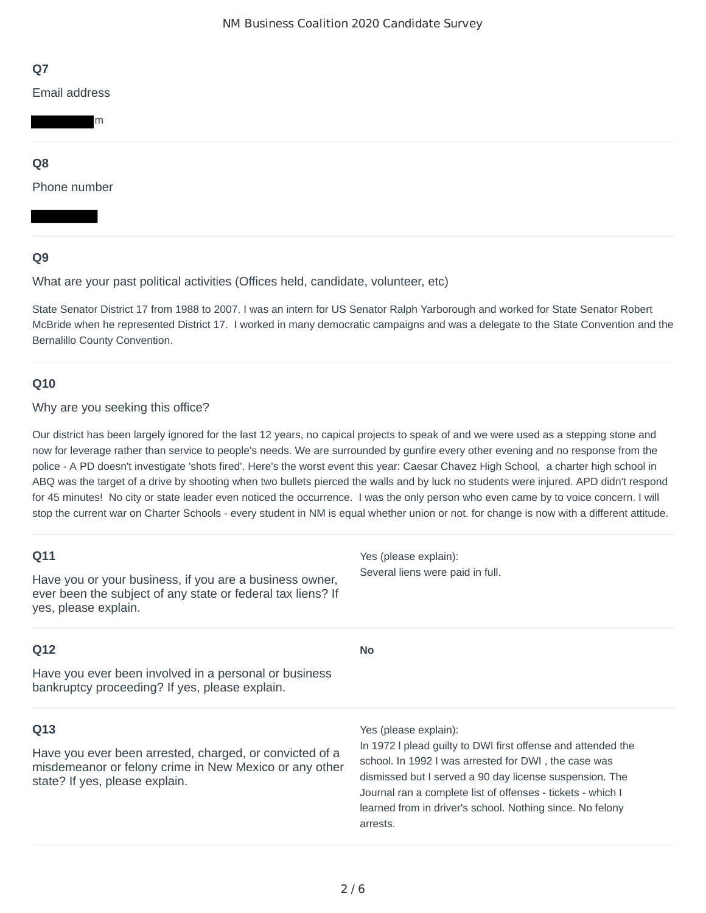### Q7

Email address

m

### Q8

Phone number

### Q9

What are your past political activities (Offices held, candidate, volunteer, etc)

State Senator District 17 from 1988 to 2007. I was an intern for US Senator Ralph Yarborough and worked for State Senator Robert McBride when he represented District 17. I worked in many democratic campaigns and was a delegate to the State Convention and the Bernalillo County Convention.

### Q10

Why are you seeking this office?

Our district has been largely ignored for the last 12 years, no capical projects to speak of and we were used as a stepping stone and now for leverage rather than service to people's needs. We are surrounded by gunfire every other evening and no response from the police - A PD doesn't investigate 'shots fired'. Here's the worst event this year: Caesar Chavez High School, a charter high school in ABQ was the target of a drive by shooting when two bullets pierced the walls and by luck no students were injured. APD didn't respond for 45 minutes! No city or state leader even noticed the occurrence. I was the only person who even came by to voice concern. I will stop the current war on Charter Schools - every student in NM is equal whether union or not. for change is now with a different attitude.

### Q11

Have you or your business, if you are a business owner, ever been the subject of any state or federal tax liens? If yes, please explain.

Yes (please explain):
Several liens were paid in full.

### Q12

Have you ever been involved in a personal or business bankruptcy proceeding? If yes, please explain.

**No**

### Q13

Have you ever been arrested, charged, or convicted of a misdemeanor or felony crime in New Mexico or any other state? If yes, please explain.

Yes (please explain):
In 1972 I plead guilty to DWI first offense and attended the school. In 1992 I was arrested for DWI , the case was dismissed but I served a 90 day license suspension. The Journal ran a complete list of offenses - tickets - which I learned from in driver's school. Nothing since. No felony arrests.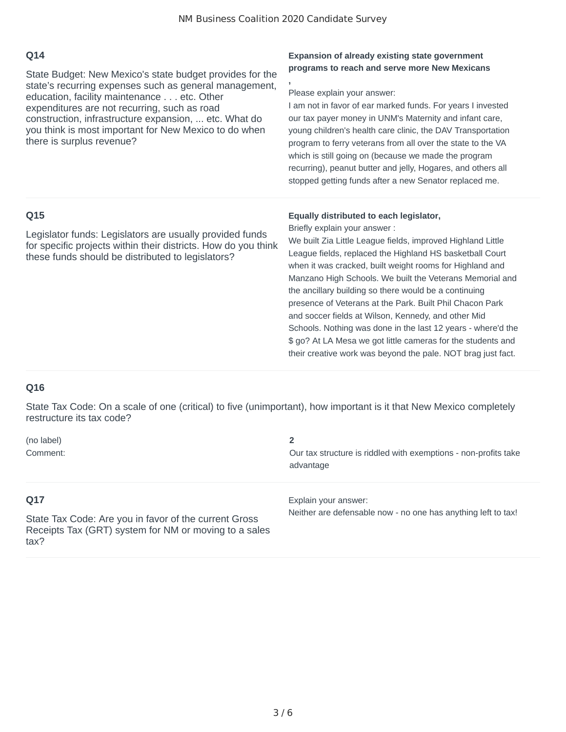## Q14

State Budget: New Mexico's state budget provides for the state's recurring expenses such as general management, education, facility maintenance . . . etc. Other expenditures are not recurring, such as road construction, infrastructure expansion, ... etc. What do you think is most important for New Mexico to do when there is surplus revenue?

**Expansion of already existing state government programs to reach and serve more New Mexicans**

**,**

Please explain your answer:

I am not in favor of ear marked funds. For years I invested our tax payer money in UNM's Maternity and infant care, young children's health care clinic, the DAV Transportation program to ferry veterans from all over the state to the VA which is still going on (because we made the program recurring), peanut butter and jelly, Hogares, and others all stopped getting funds after a new Senator replaced me.

## Q15

Legislator funds: Legislators are usually provided funds for specific projects within their districts. How do you think these funds should be distributed to legislators?

**Equally distributed to each legislator,**

Briefly explain your answer :

We built Zia Little League fields, improved Highland Little League fields, replaced the Highland HS basketball Court when it was cracked, built weight rooms for Highland and Manzano High Schools. We built the Veterans Memorial and the ancillary building so there would be a continuing presence of Veterans at the Park. Built Phil Chacon Park and soccer fields at Wilson, Kennedy, and other Mid Schools. Nothing was done in the last 12 years - where'd the $ go? At LA Mesa we got little cameras for the students and their creative work was beyond the pale. NOT brag just fact.

## Q16

State Tax Code: On a scale of one (critical) to five (unimportant), how important is it that New Mexico completely restructure its tax code?

(no label)

**2**

Comment:

Our tax structure is riddled with exemptions - non-profits take advantage

## Q17

State Tax Code: Are you in favor of the current Gross Receipts Tax (GRT) system for NM or moving to a sales tax?

Explain your answer:

Neither are defensable now - no one has anything left to tax!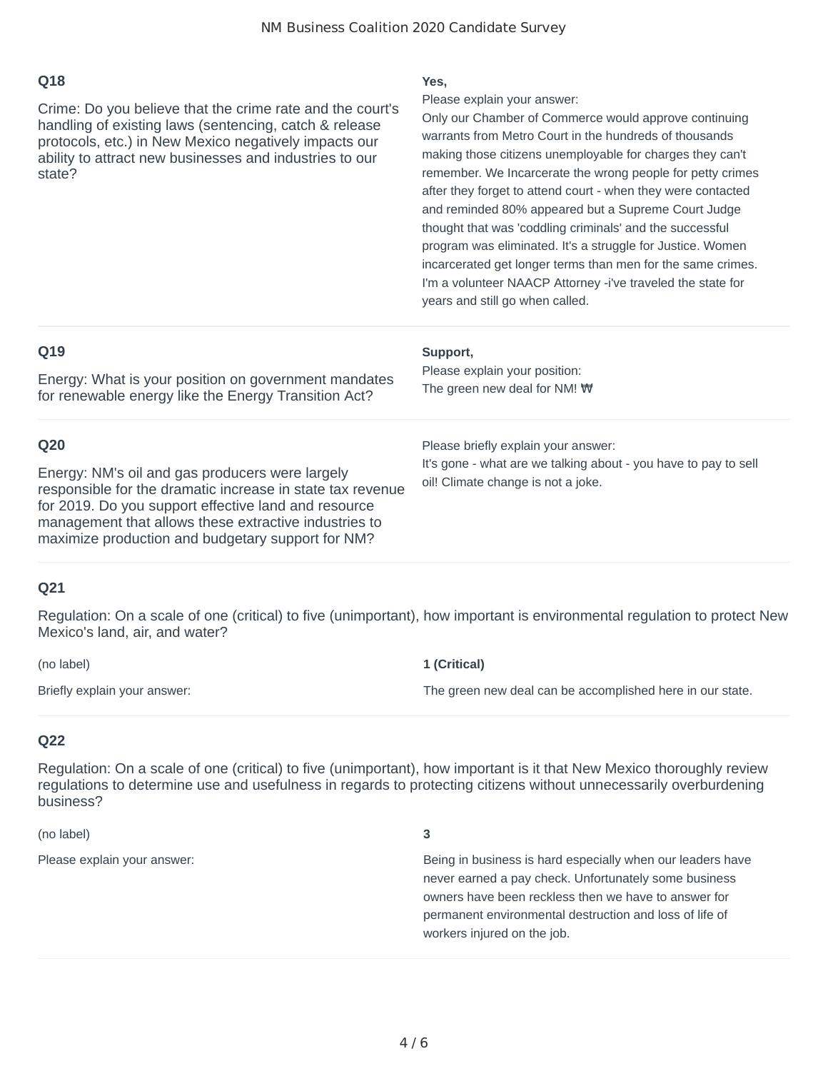### Q18

Crime: Do you believe that the crime rate and the court's handling of existing laws (sentencing, catch & release protocols, etc.) in New Mexico negatively impacts our ability to attract new businesses and industries to our state?

**Yes,**

Please explain your answer:

Only our Chamber of Commerce would approve continuing warrants from Metro Court in the hundreds of thousands making those citizens unemployable for charges they can't remember. We Incarcerate the wrong people for petty crimes after they forget to attend court - when they were contacted and reminded 80% appeared but a Supreme Court Judge thought that was 'coddling criminals' and the successful program was eliminated. It's a struggle for Justice. Women incarcerated get longer terms than men for the same crimes. I'm a volunteer NAACP Attorney -i've traveled the state for years and still go when called.

### Q19

Energy: What is your position on government mandates for renewable energy like the Energy Transition Act?

**Support,**

Please explain your position:

The green new deal for NM! ₩

### Q20

Energy: NM's oil and gas producers were largely responsible for the dramatic increase in state tax revenue for 2019. Do you support effective land and resource management that allows these extractive industries to maximize production and budgetary support for NM?

Please briefly explain your answer:

It's gone - what are we talking about - you have to pay to sell oil! Climate change is not a joke.

### Q21

Regulation: On a scale of one (critical) to five (unimportant), how important is environmental regulation to protect New Mexico's land, air, and water?

| | |
|---|---|
| (no label) | **1 (Critical)** |
| Briefly explain your answer: | The green new deal can be accomplished here in our state. |

### Q22

Regulation: On a scale of one (critical) to five (unimportant), how important is it that New Mexico thoroughly review regulations to determine use and usefulness in regards to protecting citizens without unnecessarily overburdening business?

| | |
|---|---|
| (no label) | **3** |
| Please explain your answer: | Being in business is hard especially when our leaders have never earned a pay check. Unfortunately some business owners have been reckless then we have to answer for permanent environmental destruction and loss of life of workers injured on the job. |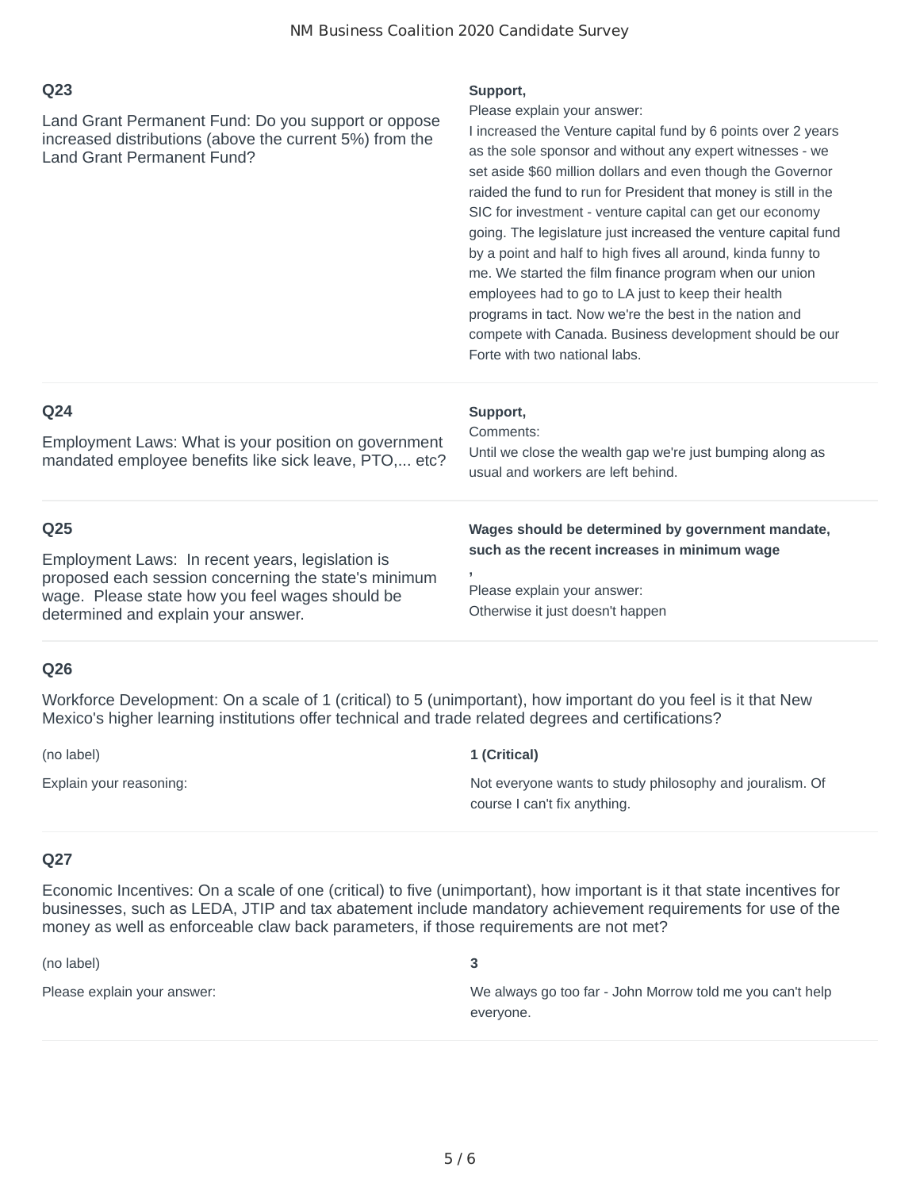## Q23

Land Grant Permanent Fund: Do you support or oppose increased distributions (above the current 5%) from the Land Grant Permanent Fund?

**Support,**

Please explain your answer:

I increased the Venture capital fund by 6 points over 2 years as the sole sponsor and without any expert witnesses - we set aside $60 million dollars and even though the Governor raided the fund to run for President that money is still in the SIC for investment - venture capital can get our economy going. The legislature just increased the venture capital fund by a point and half to high fives all around, kinda funny to me. We started the film finance program when our union employees had to go to LA just to keep their health programs in tact. Now we're the best in the nation and compete with Canada. Business development should be our Forte with two national labs.

## Q24

Employment Laws: What is your position on government mandated employee benefits like sick leave, PTO,... etc?

**Support,**

Comments:

Until we close the wealth gap we're just bumping along as usual and workers are left behind.

## Q25

Employment Laws: In recent years, legislation is proposed each session concerning the state's minimum wage. Please state how you feel wages should be determined and explain your answer.

**Wages should be determined by government mandate, such as the recent increases in minimum wage**

**,**

Please explain your answer:

Otherwise it just doesn't happen

## Q26

Workforce Development: On a scale of 1 (critical) to 5 (unimportant), how important do you feel is it that New Mexico's higher learning institutions offer technical and trade related degrees and certifications?

| | |
|---|---|
| (no label) | **1 (Critical)** |
| Explain your reasoning: | Not everyone wants to study philosophy and jouralism. Of course I can't fix anything. |

## Q27

Economic Incentives: On a scale of one (critical) to five (unimportant), how important is it that state incentives for businesses, such as LEDA, JTIP and tax abatement include mandatory achievement requirements for use of the money as well as enforceable claw back parameters, if those requirements are not met?

| | |
|---|---|
| (no label) | **3** |
| Please explain your answer: | We always go too far - John Morrow told me you can't help everyone. |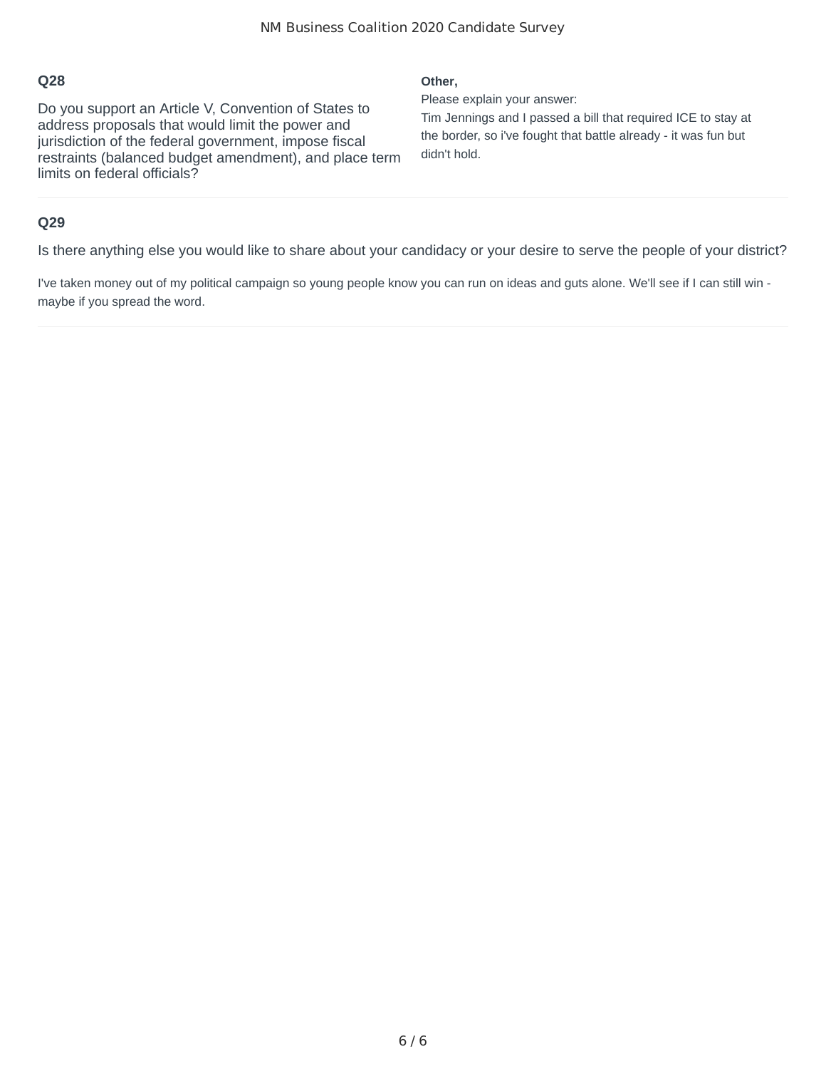## Q28

Do you support an Article V, Convention of States to address proposals that would limit the power and jurisdiction of the federal government, impose fiscal restraints (balanced budget amendment), and place term limits on federal officials?

**Other,**

Please explain your answer:

Tim Jennings and I passed a bill that required ICE to stay at the border, so i've fought that battle already - it was fun but didn't hold.

## Q29

Is there anything else you would like to share about your candidacy or your desire to serve the people of your district?

I've taken money out of my political campaign so young people know you can run on ideas and guts alone. We'll see if I can still win - maybe if you spread the word.